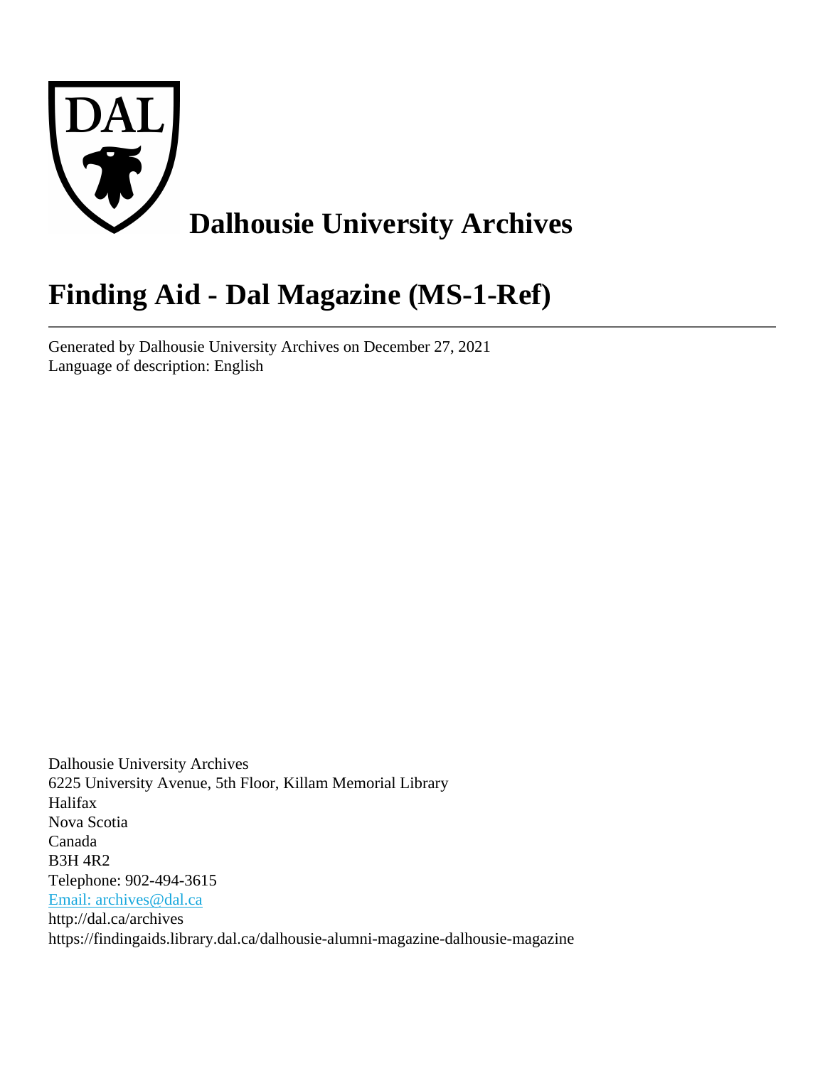# Dalhousie University Archives

# Finding Aid - Dal Magazine (MS-1-Ref)

---

Generated by Dalhousie University Archives on December 27, 2021
Language of description: English

Dalhousie University Archives
6225 University Avenue, 5th Floor, Killam Memorial Library
Halifax
Nova Scotia
Canada
B3H 4R2
Telephone: 902-494-3615
Email: archives@dal.ca
http://dal.ca/archives
https://findingaids.library.dal.ca/dalhousie-alumni-magazine-dalhousie-magazine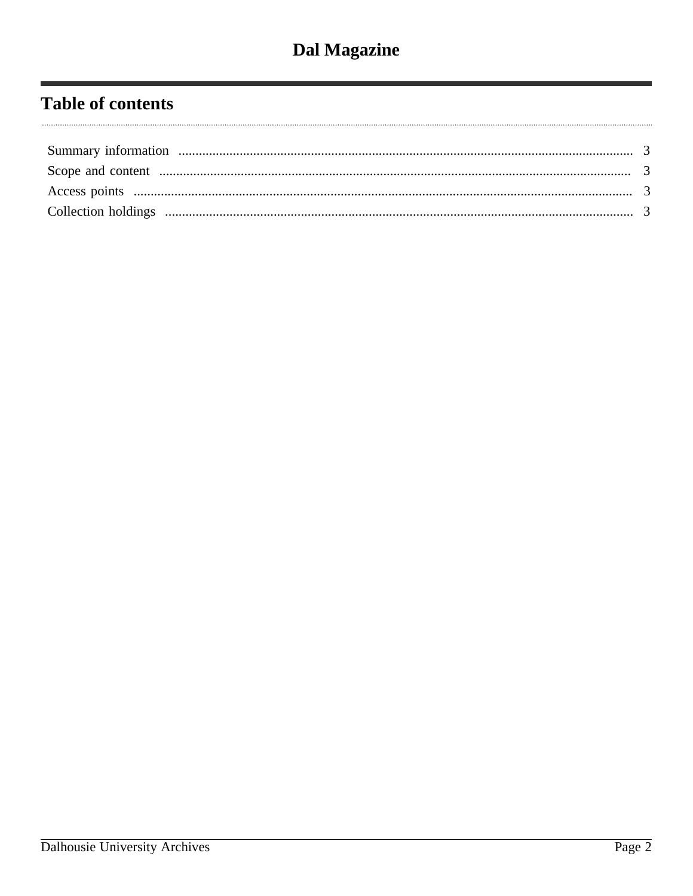# Dal Magazine

## Table of contents

Summary information ........................................................................ 3
Scope and content ........................................................................ 3
Access points ........................................................................ 3
Collection holdings ........................................................................ 3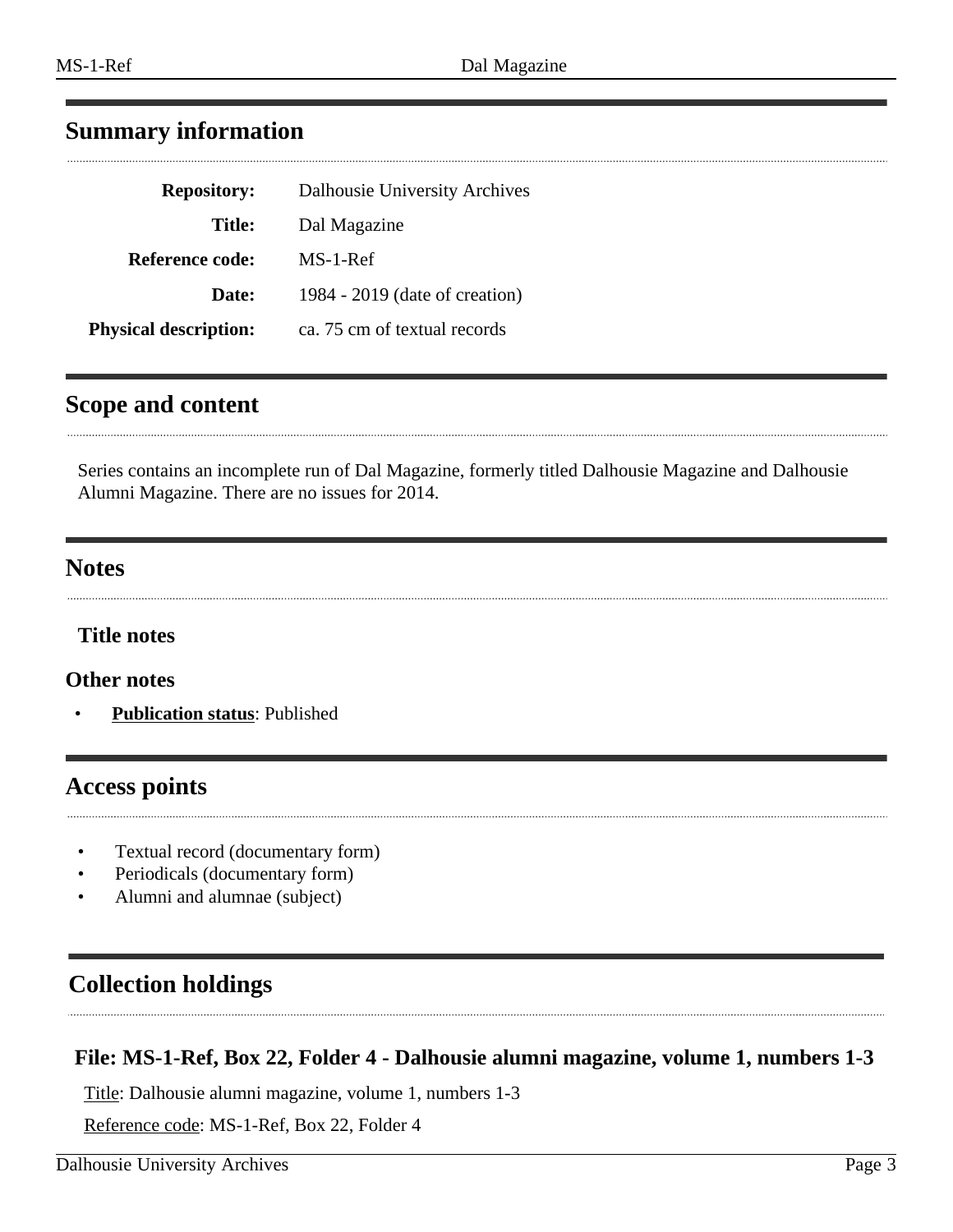## Summary information

| | |
|---|---|
| **Repository:** | Dalhousie University Archives |
| **Title:** | Dal Magazine |
| **Reference code:** | MS-1-Ref |
| **Date:** | 1984 - 2019 (date of creation) |
| **Physical description:** | ca. 75 cm of textual records |

## Scope and content

Series contains an incomplete run of Dal Magazine, formerly titled Dalhousie Magazine and Dalhousie Alumni Magazine. There are no issues for 2014.

## Notes

### Title notes

### Other notes

- **Publication status**: Published

## Access points

- Textual record (documentary form)
- Periodicals (documentary form)
- Alumni and alumnae (subject)

## Collection holdings

### File: MS-1-Ref, Box 22, Folder 4 - Dalhousie alumni magazine, volume 1, numbers 1-3

Title: Dalhousie alumni magazine, volume 1, numbers 1-3

Reference code: MS-1-Ref, Box 22, Folder 4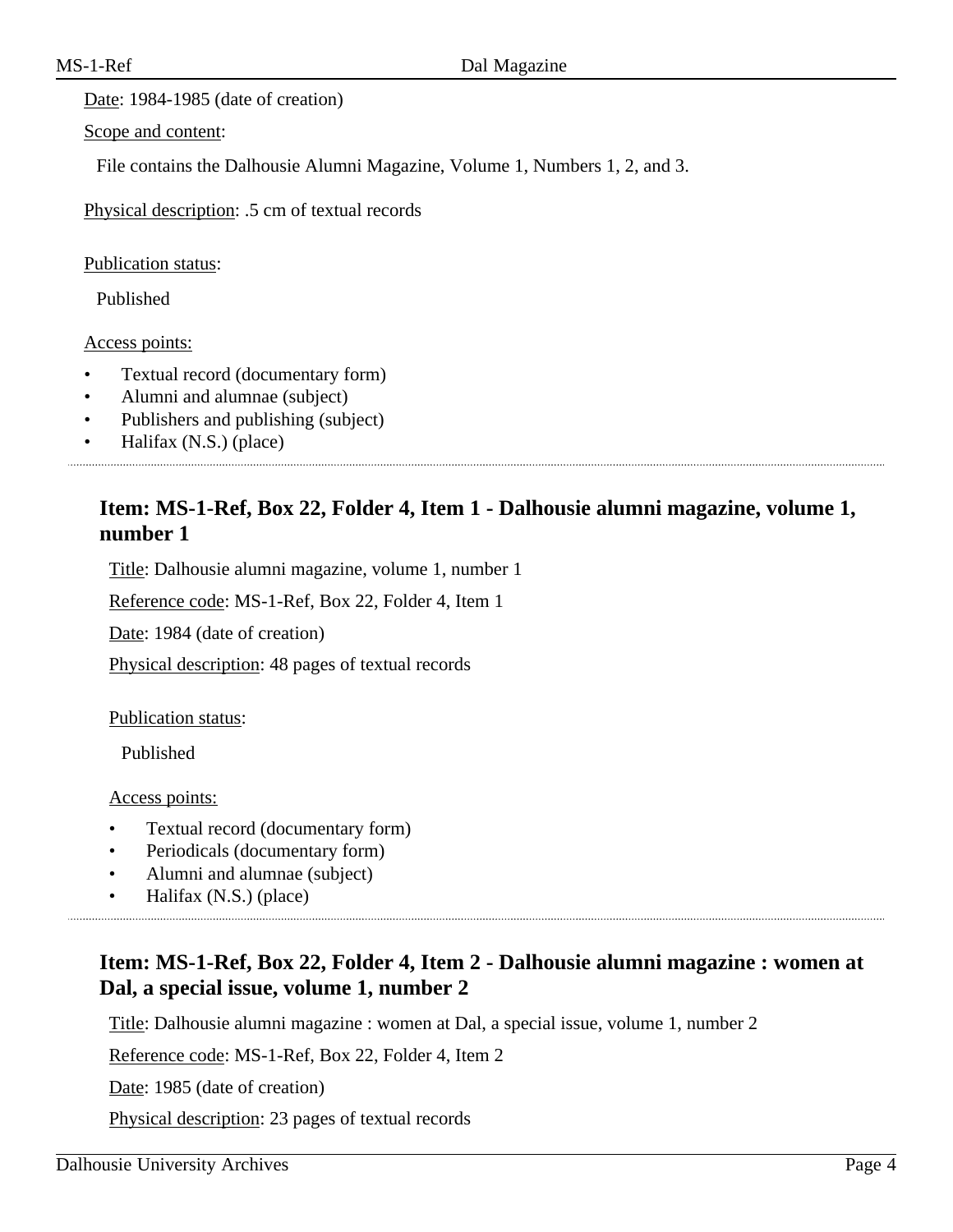Date: 1984-1985 (date of creation)

Scope and content:

File contains the Dalhousie Alumni Magazine, Volume 1, Numbers 1, 2, and 3.

Physical description: .5 cm of textual records

Publication status:

Published

Access points:

- Textual record (documentary form)
- Alumni and alumnae (subject)
- Publishers and publishing (subject)
- Halifax (N.S.) (place)

---

### Item: MS-1-Ref, Box 22, Folder 4, Item 1 - Dalhousie alumni magazine, volume 1, number 1

Title: Dalhousie alumni magazine, volume 1, number 1

Reference code: MS-1-Ref, Box 22, Folder 4, Item 1

Date: 1984 (date of creation)

Physical description: 48 pages of textual records

Publication status:

Published

Access points:

- Textual record (documentary form)
- Periodicals (documentary form)
- Alumni and alumnae (subject)
- Halifax (N.S.) (place)

---

### Item: MS-1-Ref, Box 22, Folder 4, Item 2 - Dalhousie alumni magazine : women at Dal, a special issue, volume 1, number 2

Title: Dalhousie alumni magazine : women at Dal, a special issue, volume 1, number 2

Reference code: MS-1-Ref, Box 22, Folder 4, Item 2

Date: 1985 (date of creation)

Physical description: 23 pages of textual records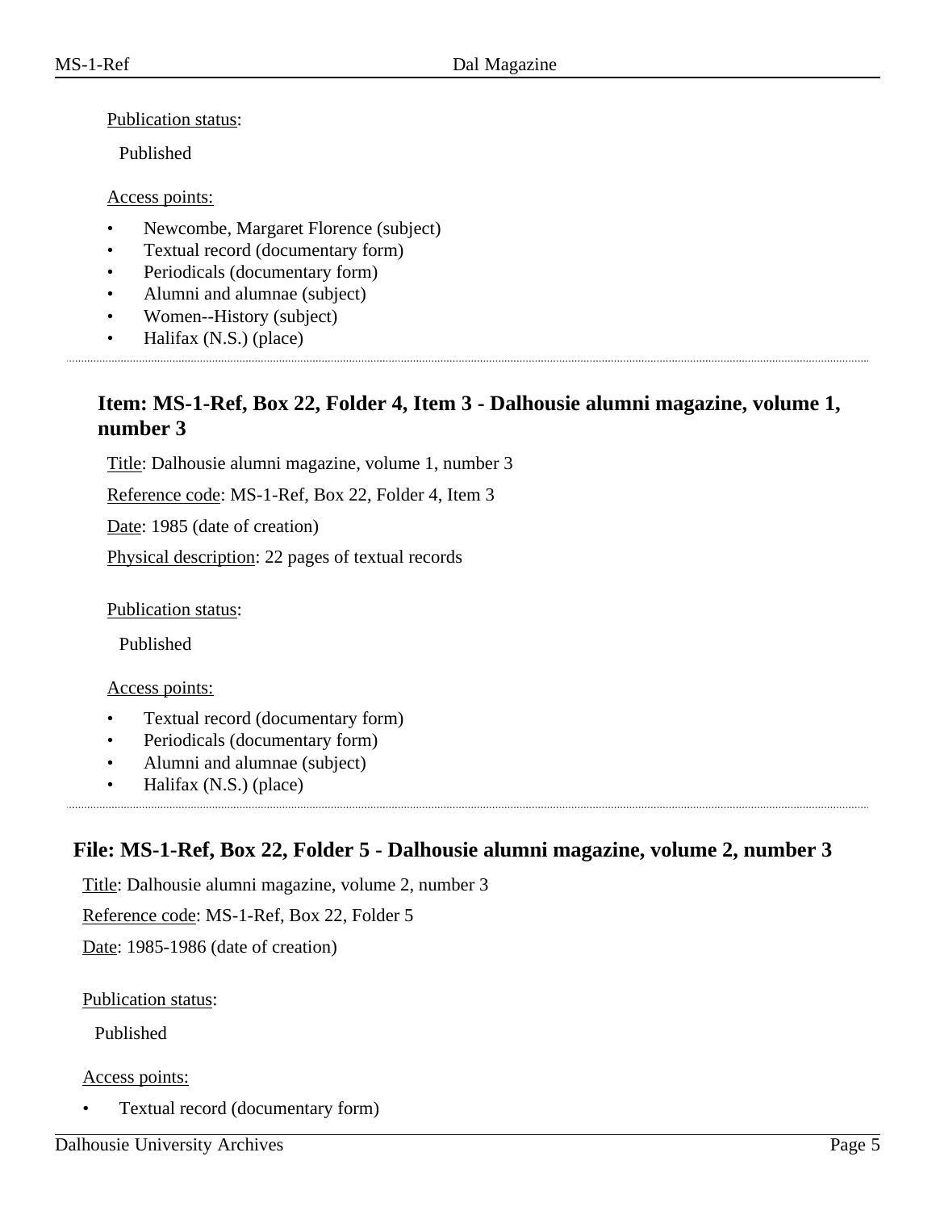Publication status:

Published

Access points:

- Newcombe, Margaret Florence (subject)
- Textual record (documentary form)
- Periodicals (documentary form)
- Alumni and alumnae (subject)
- Women--History (subject)
- Halifax (N.S.) (place)

---

### Item: MS-1-Ref, Box 22, Folder 4, Item 3 - Dalhousie alumni magazine, volume 1, number 3

Title: Dalhousie alumni magazine, volume 1, number 3

Reference code: MS-1-Ref, Box 22, Folder 4, Item 3

Date: 1985 (date of creation)

Physical description: 22 pages of textual records

Publication status:

Published

Access points:

- Textual record (documentary form)
- Periodicals (documentary form)
- Alumni and alumnae (subject)
- Halifax (N.S.) (place)

---

## File: MS-1-Ref, Box 22, Folder 5 - Dalhousie alumni magazine, volume 2, number 3

Title: Dalhousie alumni magazine, volume 2, number 3

Reference code: MS-1-Ref, Box 22, Folder 5

Date: 1985-1986 (date of creation)

Publication status:

Published

Access points:

- Textual record (documentary form)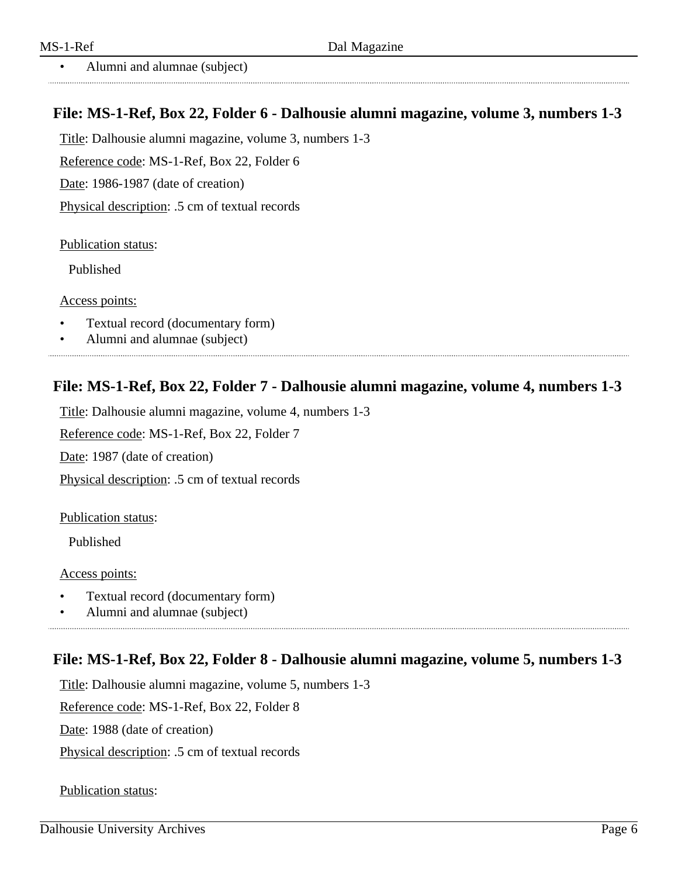- Alumni and alumnae (subject)

## File: MS-1-Ref, Box 22, Folder 6 - Dalhousie alumni magazine, volume 3, numbers 1-3

Title: Dalhousie alumni magazine, volume 3, numbers 1-3

Reference code: MS-1-Ref, Box 22, Folder 6

Date: 1986-1987 (date of creation)

Physical description: .5 cm of textual records

Publication status:

Published

Access points:

- Textual record (documentary form)
- Alumni and alumnae (subject)

## File: MS-1-Ref, Box 22, Folder 7 - Dalhousie alumni magazine, volume 4, numbers 1-3

Title: Dalhousie alumni magazine, volume 4, numbers 1-3

Reference code: MS-1-Ref, Box 22, Folder 7

Date: 1987 (date of creation)

Physical description: .5 cm of textual records

Publication status:

Published

Access points:

- Textual record (documentary form)
- Alumni and alumnae (subject)

## File: MS-1-Ref, Box 22, Folder 8 - Dalhousie alumni magazine, volume 5, numbers 1-3

Title: Dalhousie alumni magazine, volume 5, numbers 1-3

Reference code: MS-1-Ref, Box 22, Folder 8

Date: 1988 (date of creation)

Physical description: .5 cm of textual records

Publication status: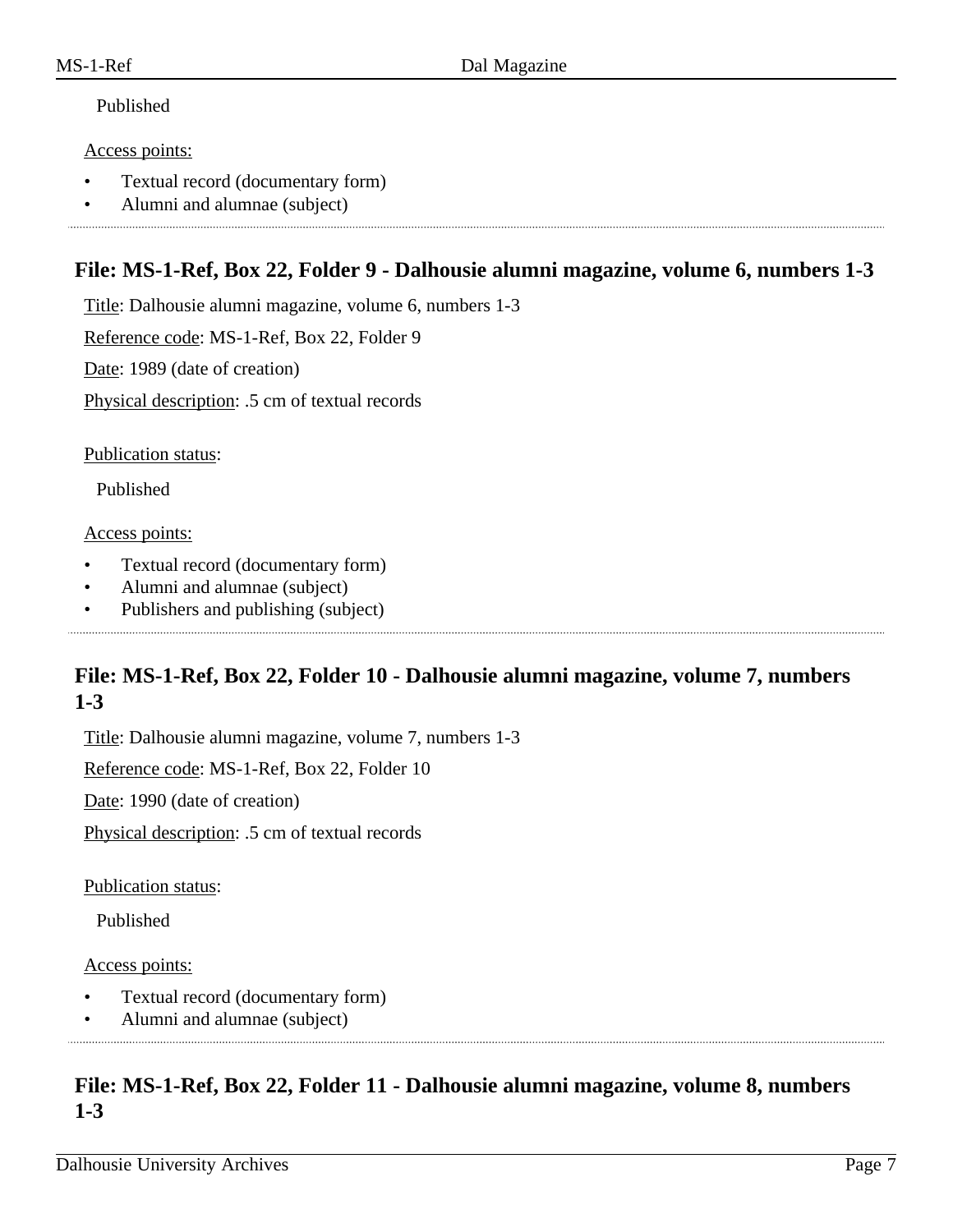Published

Access points:

- Textual record (documentary form)
- Alumni and alumnae (subject)

## File: MS-1-Ref, Box 22, Folder 9 - Dalhousie alumni magazine, volume 6, numbers 1-3

Title: Dalhousie alumni magazine, volume 6, numbers 1-3

Reference code: MS-1-Ref, Box 22, Folder 9

Date: 1989 (date of creation)

Physical description: .5 cm of textual records

Publication status:

Published

Access points:

- Textual record (documentary form)
- Alumni and alumnae (subject)
- Publishers and publishing (subject)

## File: MS-1-Ref, Box 22, Folder 10 - Dalhousie alumni magazine, volume 7, numbers 1-3

Title: Dalhousie alumni magazine, volume 7, numbers 1-3

Reference code: MS-1-Ref, Box 22, Folder 10

Date: 1990 (date of creation)

Physical description: .5 cm of textual records

Publication status:

Published

Access points:

- Textual record (documentary form)
- Alumni and alumnae (subject)

## File: MS-1-Ref, Box 22, Folder 11 - Dalhousie alumni magazine, volume 8, numbers 1-3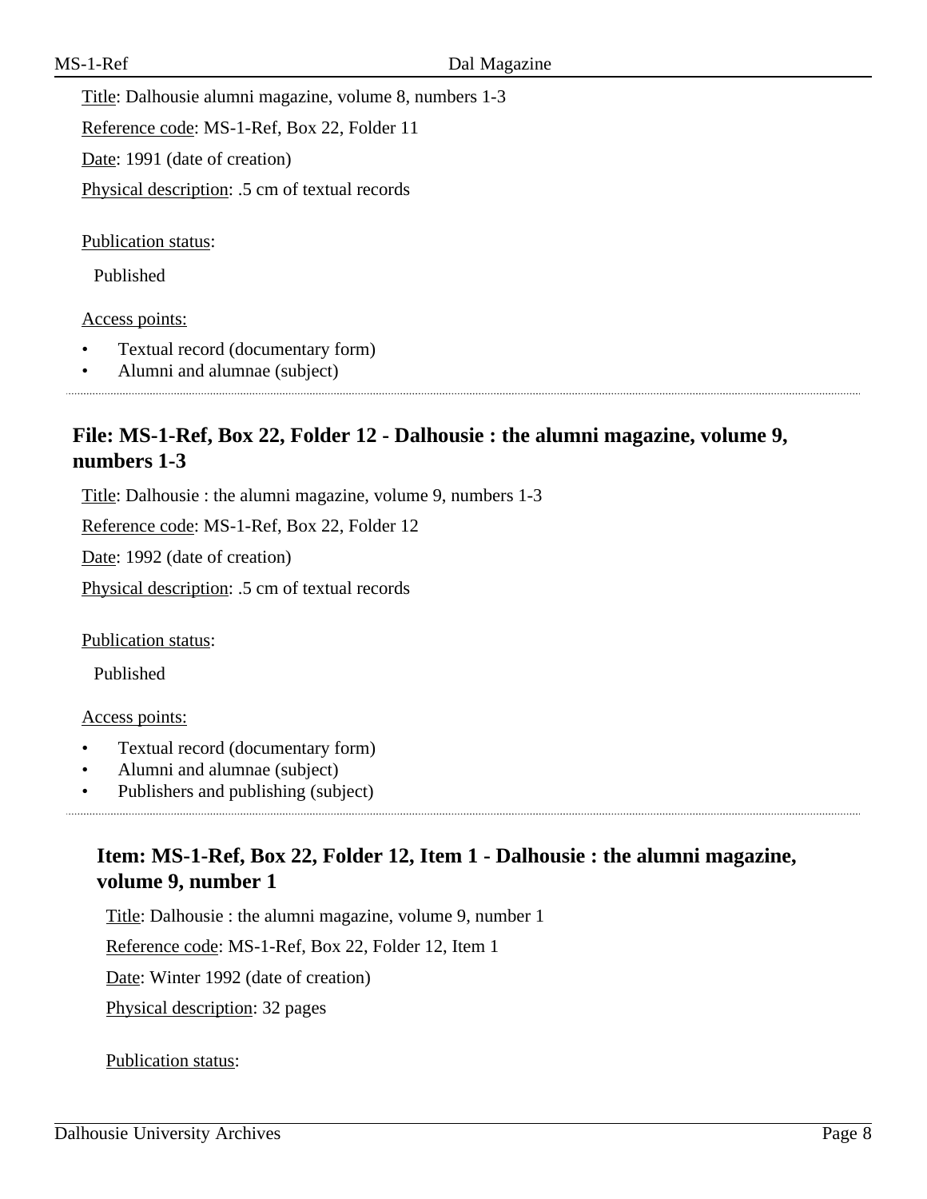Title: Dalhousie alumni magazine, volume 8, numbers 1-3

Reference code: MS-1-Ref, Box 22, Folder 11

Date: 1991 (date of creation)

Physical description: .5 cm of textual records

Publication status:

Published

Access points:

- Textual record (documentary form)
- Alumni and alumnae (subject)

## File: MS-1-Ref, Box 22, Folder 12 - Dalhousie : the alumni magazine, volume 9, numbers 1-3

Title: Dalhousie : the alumni magazine, volume 9, numbers 1-3

Reference code: MS-1-Ref, Box 22, Folder 12

Date: 1992 (date of creation)

Physical description: .5 cm of textual records

Publication status:

Published

Access points:

- Textual record (documentary form)
- Alumni and alumnae (subject)
- Publishers and publishing (subject)

### Item: MS-1-Ref, Box 22, Folder 12, Item 1 - Dalhousie : the alumni magazine, volume 9, number 1

Title: Dalhousie : the alumni magazine, volume 9, number 1

Reference code: MS-1-Ref, Box 22, Folder 12, Item 1

Date: Winter 1992 (date of creation)

Physical description: 32 pages

Publication status: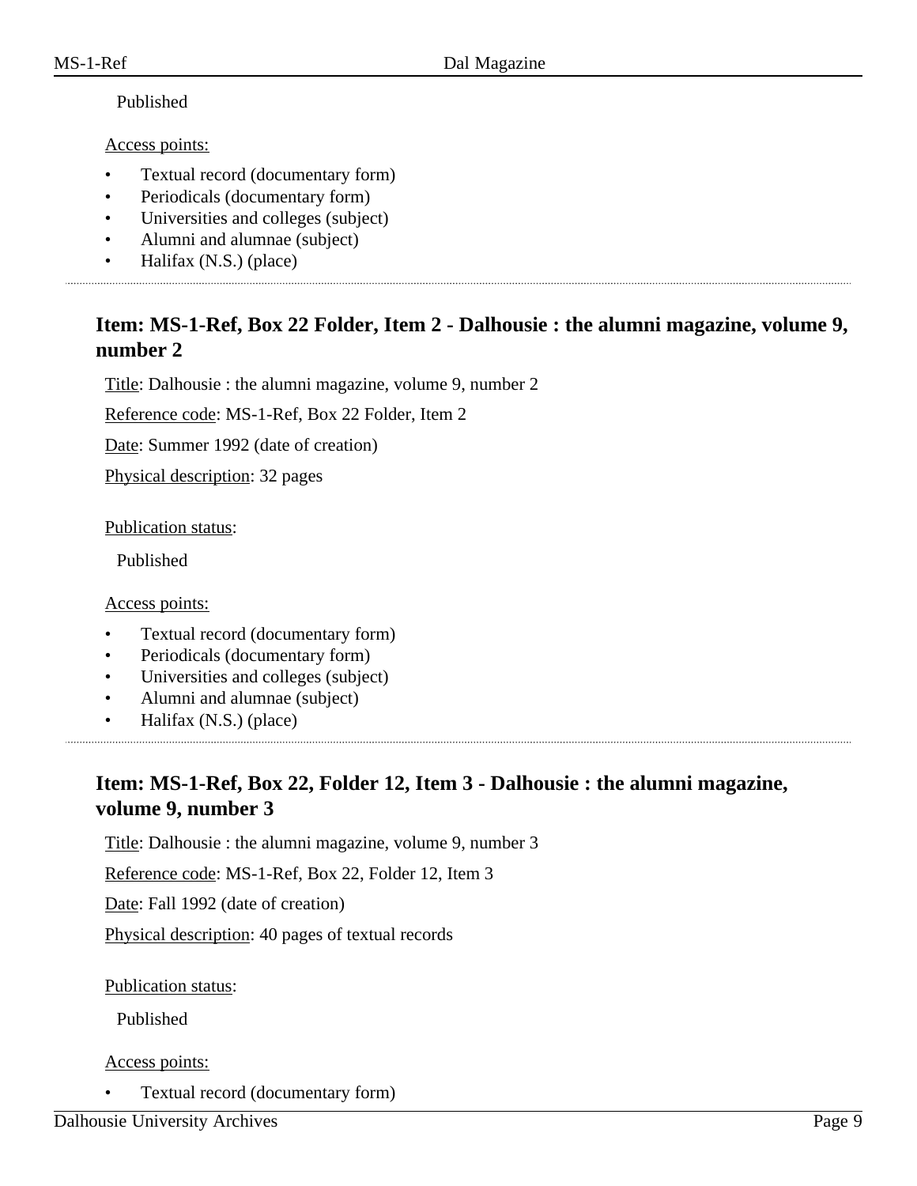Published

Access points:

- Textual record (documentary form)
- Periodicals (documentary form)
- Universities and colleges (subject)
- Alumni and alumnae (subject)
- Halifax (N.S.) (place)

## Item: MS-1-Ref, Box 22 Folder, Item 2 - Dalhousie : the alumni magazine, volume 9, number 2

Title: Dalhousie : the alumni magazine, volume 9, number 2

Reference code: MS-1-Ref, Box 22 Folder, Item 2

Date: Summer 1992 (date of creation)

Physical description: 32 pages

Publication status:

Published

Access points:

- Textual record (documentary form)
- Periodicals (documentary form)
- Universities and colleges (subject)
- Alumni and alumnae (subject)
- Halifax (N.S.) (place)

## Item: MS-1-Ref, Box 22, Folder 12, Item 3 - Dalhousie : the alumni magazine, volume 9, number 3

Title: Dalhousie : the alumni magazine, volume 9, number 3

Reference code: MS-1-Ref, Box 22, Folder 12, Item 3

Date: Fall 1992 (date of creation)

Physical description: 40 pages of textual records

Publication status:

Published

Access points:

- Textual record (documentary form)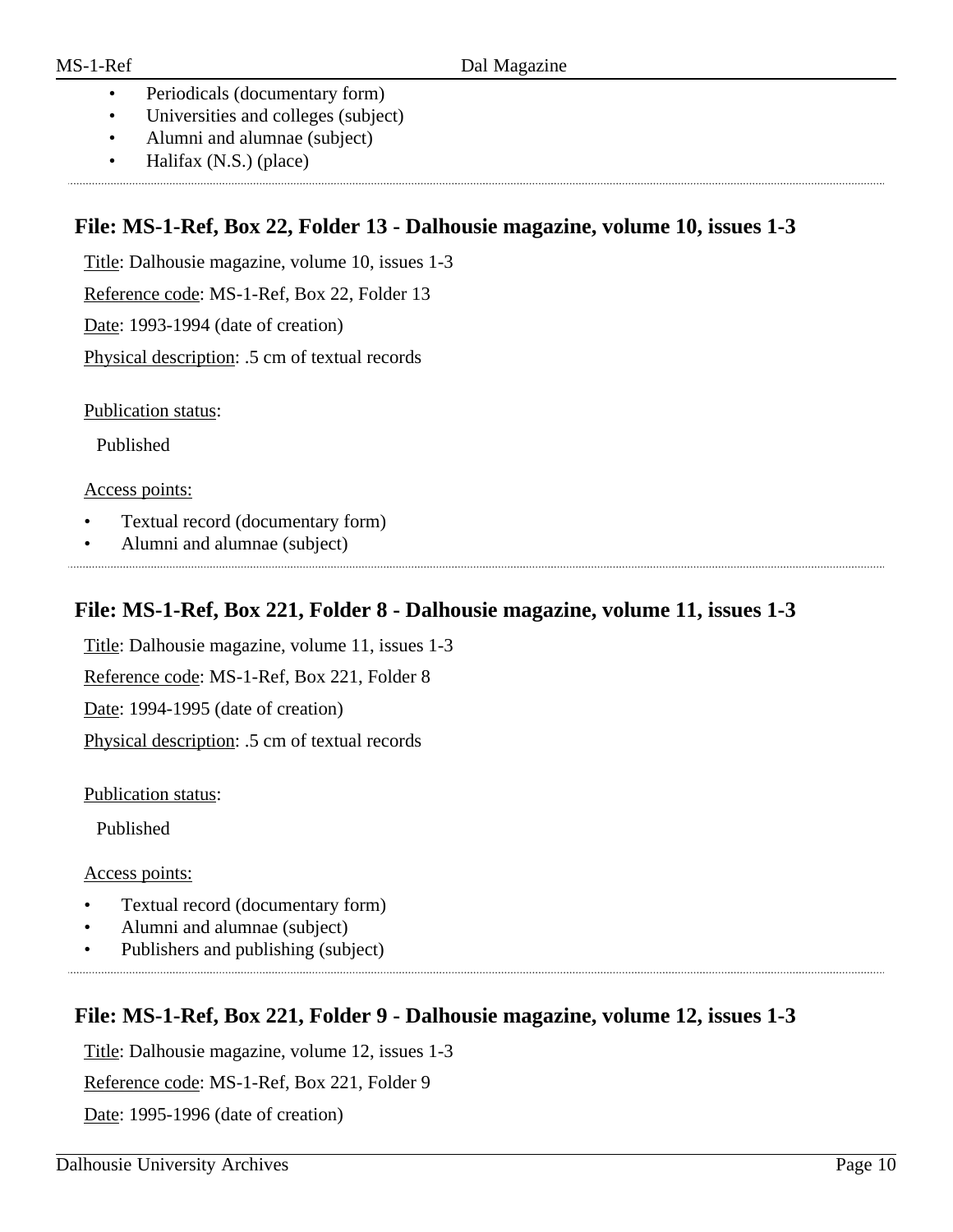- Periodicals (documentary form)
- Universities and colleges (subject)
- Alumni and alumnae (subject)
- Halifax (N.S.) (place)

## File: MS-1-Ref, Box 22, Folder 13 - Dalhousie magazine, volume 10, issues 1-3

Title: Dalhousie magazine, volume 10, issues 1-3

Reference code: MS-1-Ref, Box 22, Folder 13

Date: 1993-1994 (date of creation)

Physical description: .5 cm of textual records

Publication status:

Published

Access points:

- Textual record (documentary form)
- Alumni and alumnae (subject)

## File: MS-1-Ref, Box 221, Folder 8 - Dalhousie magazine, volume 11, issues 1-3

Title: Dalhousie magazine, volume 11, issues 1-3

Reference code: MS-1-Ref, Box 221, Folder 8

Date: 1994-1995 (date of creation)

Physical description: .5 cm of textual records

Publication status:

Published

Access points:

- Textual record (documentary form)
- Alumni and alumnae (subject)
- Publishers and publishing (subject)

## File: MS-1-Ref, Box 221, Folder 9 - Dalhousie magazine, volume 12, issues 1-3

Title: Dalhousie magazine, volume 12, issues 1-3

Reference code: MS-1-Ref, Box 221, Folder 9

Date: 1995-1996 (date of creation)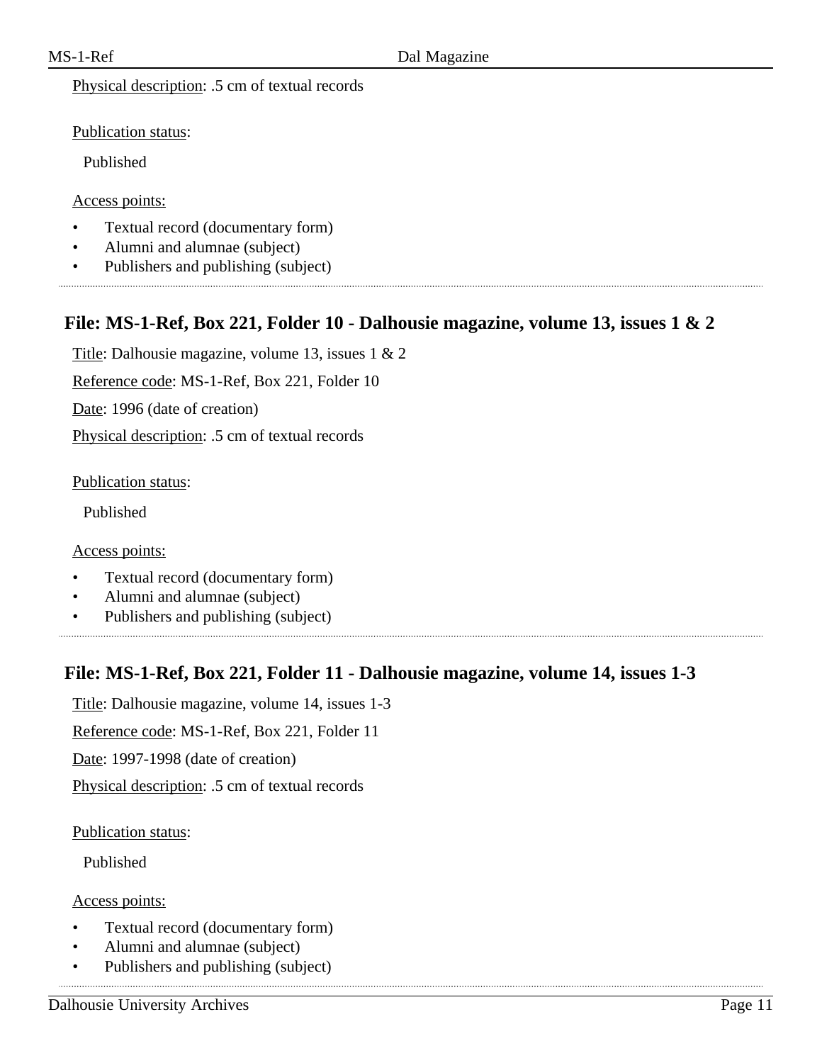Physical description: .5 cm of textual records

Publication status:

Published

Access points:

- Textual record (documentary form)
- Alumni and alumnae (subject)
- Publishers and publishing (subject)

## File: MS-1-Ref, Box 221, Folder 10 - Dalhousie magazine, volume 13, issues 1 & 2

Title: Dalhousie magazine, volume 13, issues 1 & 2

Reference code: MS-1-Ref, Box 221, Folder 10

Date: 1996 (date of creation)

Physical description: .5 cm of textual records

Publication status:

Published

Access points:

- Textual record (documentary form)
- Alumni and alumnae (subject)
- Publishers and publishing (subject)

## File: MS-1-Ref, Box 221, Folder 11 - Dalhousie magazine, volume 14, issues 1-3

Title: Dalhousie magazine, volume 14, issues 1-3

Reference code: MS-1-Ref, Box 221, Folder 11

Date: 1997-1998 (date of creation)

Physical description: .5 cm of textual records

Publication status:

Published

Access points:

- Textual record (documentary form)
- Alumni and alumnae (subject)
- Publishers and publishing (subject)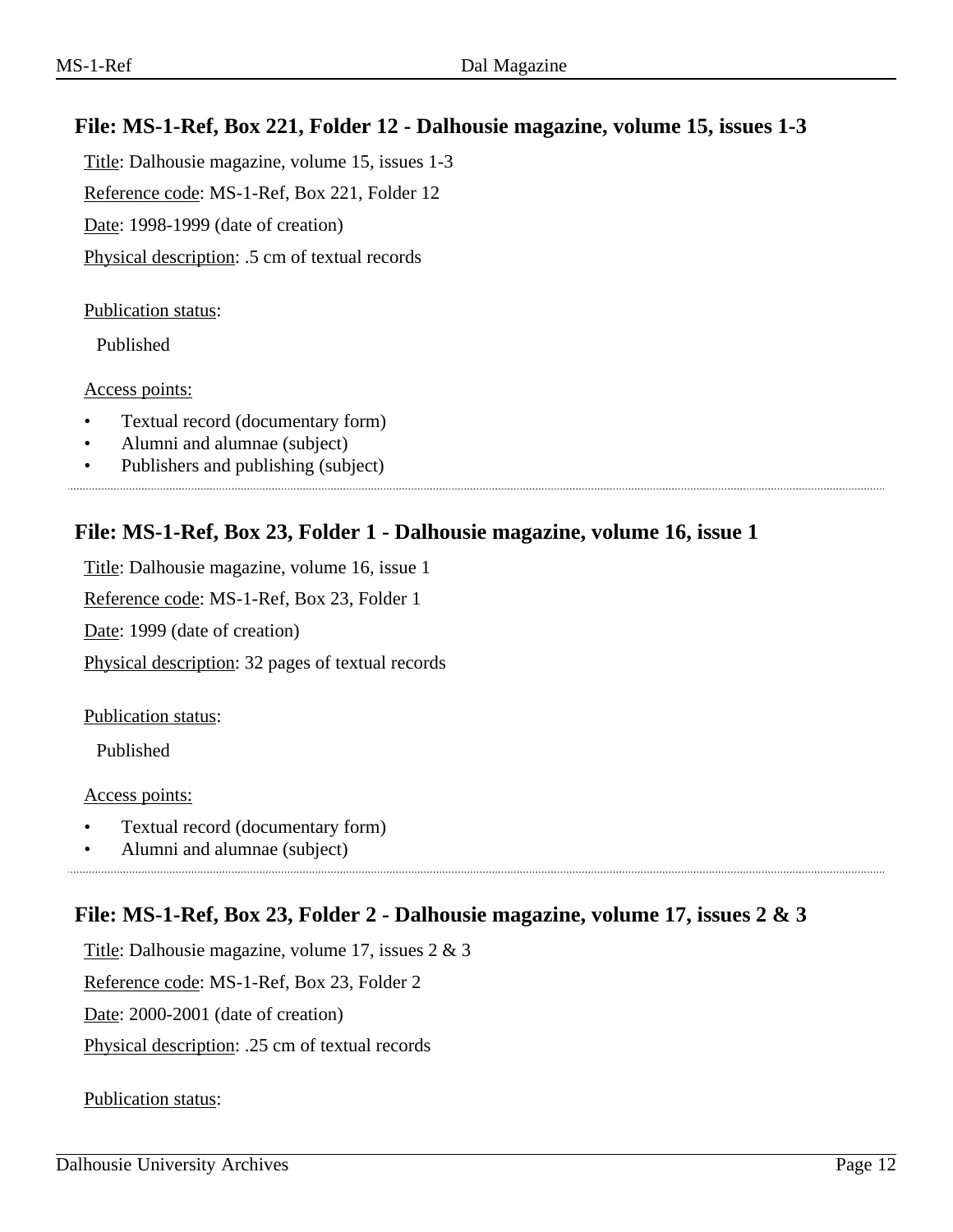### File: MS-1-Ref, Box 221, Folder 12 - Dalhousie magazine, volume 15, issues 1-3

Title: Dalhousie magazine, volume 15, issues 1-3

Reference code: MS-1-Ref, Box 221, Folder 12

Date: 1998-1999 (date of creation)

Physical description: .5 cm of textual records

Publication status:

Published

Access points:

- Textual record (documentary form)
- Alumni and alumnae (subject)
- Publishers and publishing (subject)

---

### File: MS-1-Ref, Box 23, Folder 1 - Dalhousie magazine, volume 16, issue 1

Title: Dalhousie magazine, volume 16, issue 1

Reference code: MS-1-Ref, Box 23, Folder 1

Date: 1999 (date of creation)

Physical description: 32 pages of textual records

Publication status:

Published

Access points:

- Textual record (documentary form)
- Alumni and alumnae (subject)

---

### File: MS-1-Ref, Box 23, Folder 2 - Dalhousie magazine, volume 17, issues 2 & 3

Title: Dalhousie magazine, volume 17, issues 2 & 3

Reference code: MS-1-Ref, Box 23, Folder 2

Date: 2000-2001 (date of creation)

Physical description: .25 cm of textual records

Publication status: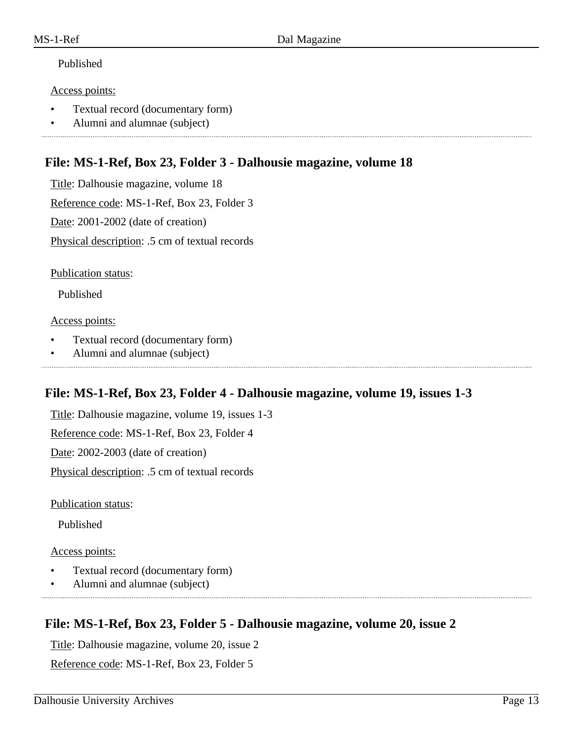Published

Access points:

- Textual record (documentary form)
- Alumni and alumnae (subject)

---

## File: MS-1-Ref, Box 23, Folder 3 - Dalhousie magazine, volume 18

Title: Dalhousie magazine, volume 18

Reference code: MS-1-Ref, Box 23, Folder 3

Date: 2001-2002 (date of creation)

Physical description: .5 cm of textual records

Publication status:

Published

Access points:

- Textual record (documentary form)
- Alumni and alumnae (subject)

---

## File: MS-1-Ref, Box 23, Folder 4 - Dalhousie magazine, volume 19, issues 1-3

Title: Dalhousie magazine, volume 19, issues 1-3

Reference code: MS-1-Ref, Box 23, Folder 4

Date: 2002-2003 (date of creation)

Physical description: .5 cm of textual records

Publication status:

Published

Access points:

- Textual record (documentary form)
- Alumni and alumnae (subject)

---

## File: MS-1-Ref, Box 23, Folder 5 - Dalhousie magazine, volume 20, issue 2

Title: Dalhousie magazine, volume 20, issue 2

Reference code: MS-1-Ref, Box 23, Folder 5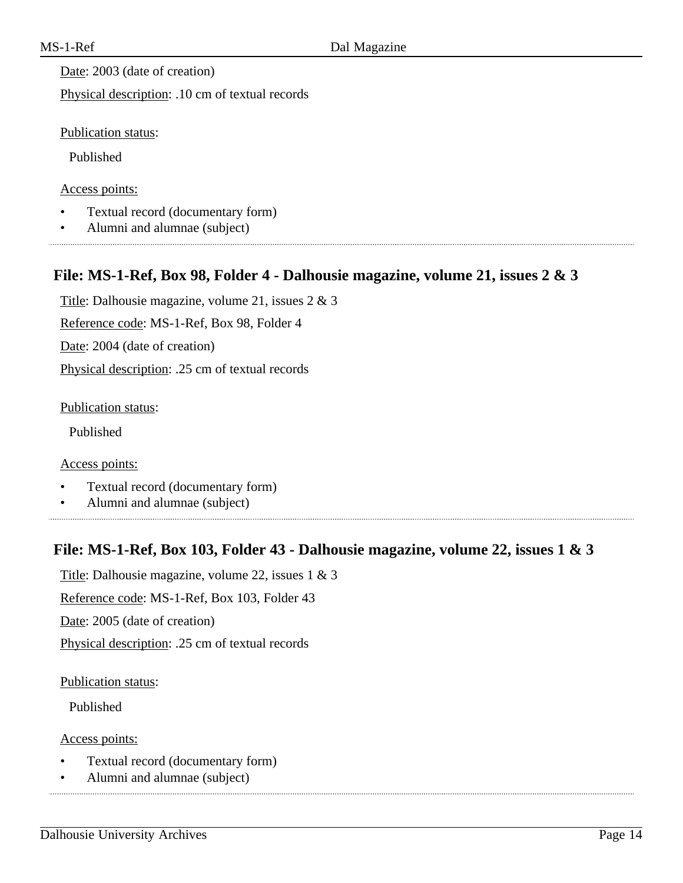Date: 2003 (date of creation)

Physical description: .10 cm of textual records

Publication status:

Published

Access points:

- Textual record (documentary form)
- Alumni and alumnae (subject)

## File: MS-1-Ref, Box 98, Folder 4 - Dalhousie magazine, volume 21, issues 2 & 3

Title: Dalhousie magazine, volume 21, issues 2 & 3

Reference code: MS-1-Ref, Box 98, Folder 4

Date: 2004 (date of creation)

Physical description: .25 cm of textual records

Publication status:

Published

Access points:

- Textual record (documentary form)
- Alumni and alumnae (subject)

## File: MS-1-Ref, Box 103, Folder 43 - Dalhousie magazine, volume 22, issues 1 & 3

Title: Dalhousie magazine, volume 22, issues 1 & 3

Reference code: MS-1-Ref, Box 103, Folder 43

Date: 2005 (date of creation)

Physical description: .25 cm of textual records

Publication status:

Published

Access points:

- Textual record (documentary form)
- Alumni and alumnae (subject)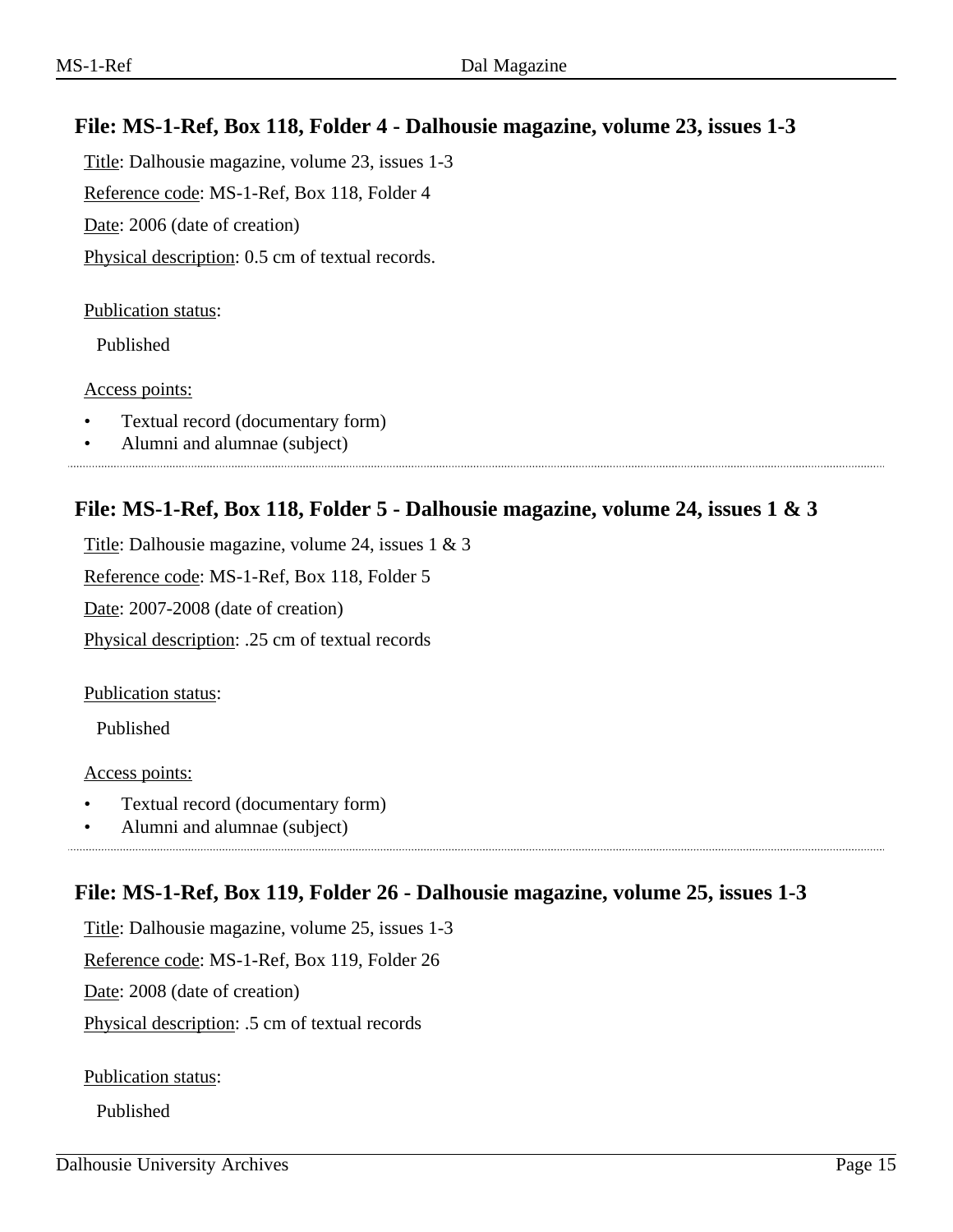### File: MS-1-Ref, Box 118, Folder 4 - Dalhousie magazine, volume 23, issues 1-3

Title: Dalhousie magazine, volume 23, issues 1-3

Reference code: MS-1-Ref, Box 118, Folder 4

Date: 2006 (date of creation)

Physical description: 0.5 cm of textual records.

Publication status:

Published

Access points:

- Textual record (documentary form)
- Alumni and alumnae (subject)

---

### File: MS-1-Ref, Box 118, Folder 5 - Dalhousie magazine, volume 24, issues 1 & 3

Title: Dalhousie magazine, volume 24, issues 1 & 3

Reference code: MS-1-Ref, Box 118, Folder 5

Date: 2007-2008 (date of creation)

Physical description: .25 cm of textual records

Publication status:

Published

Access points:

- Textual record (documentary form)
- Alumni and alumnae (subject)

---

### File: MS-1-Ref, Box 119, Folder 26 - Dalhousie magazine, volume 25, issues 1-3

Title: Dalhousie magazine, volume 25, issues 1-3

Reference code: MS-1-Ref, Box 119, Folder 26

Date: 2008 (date of creation)

Physical description: .5 cm of textual records

Publication status:

Published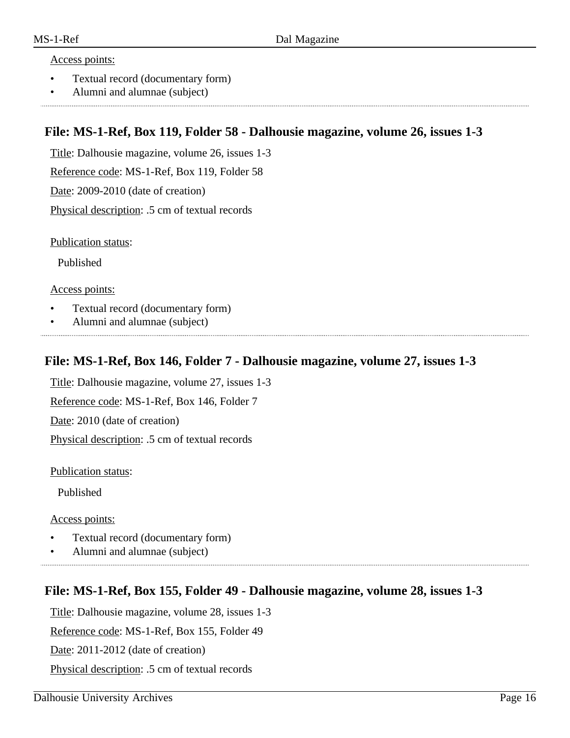Access points:

- Textual record (documentary form)
- Alumni and alumnae (subject)

## File: MS-1-Ref, Box 119, Folder 58 - Dalhousie magazine, volume 26, issues 1-3

Title: Dalhousie magazine, volume 26, issues 1-3

Reference code: MS-1-Ref, Box 119, Folder 58

Date: 2009-2010 (date of creation)

Physical description: .5 cm of textual records

Publication status:

Published

Access points:

- Textual record (documentary form)
- Alumni and alumnae (subject)

## File: MS-1-Ref, Box 146, Folder 7 - Dalhousie magazine, volume 27, issues 1-3

Title: Dalhousie magazine, volume 27, issues 1-3

Reference code: MS-1-Ref, Box 146, Folder 7

Date: 2010 (date of creation)

Physical description: .5 cm of textual records

Publication status:

Published

Access points:

- Textual record (documentary form)
- Alumni and alumnae (subject)

## File: MS-1-Ref, Box 155, Folder 49 - Dalhousie magazine, volume 28, issues 1-3

Title: Dalhousie magazine, volume 28, issues 1-3

Reference code: MS-1-Ref, Box 155, Folder 49

Date: 2011-2012 (date of creation)

Physical description: .5 cm of textual records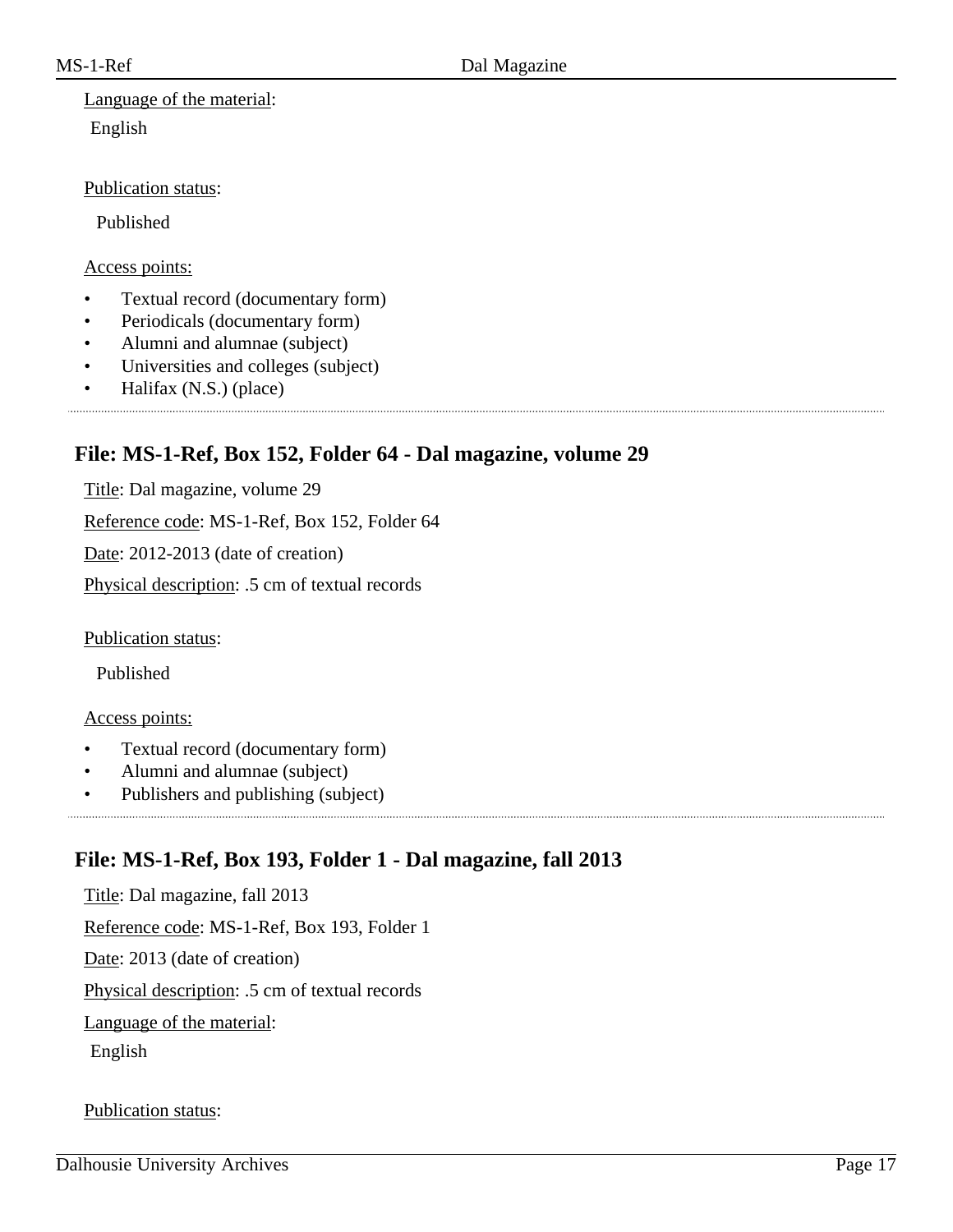Language of the material:

English

Publication status:

Published

Access points:

- Textual record (documentary form)
- Periodicals (documentary form)
- Alumni and alumnae (subject)
- Universities and colleges (subject)
- Halifax (N.S.) (place)

---

## File: MS-1-Ref, Box 152, Folder 64 - Dal magazine, volume 29

Title: Dal magazine, volume 29

Reference code: MS-1-Ref, Box 152, Folder 64

Date: 2012-2013 (date of creation)

Physical description: .5 cm of textual records

Publication status:

Published

Access points:

- Textual record (documentary form)
- Alumni and alumnae (subject)
- Publishers and publishing (subject)

---

## File: MS-1-Ref, Box 193, Folder 1 - Dal magazine, fall 2013

Title: Dal magazine, fall 2013

Reference code: MS-1-Ref, Box 193, Folder 1

Date: 2013 (date of creation)

Physical description: .5 cm of textual records

Language of the material:

English

Publication status: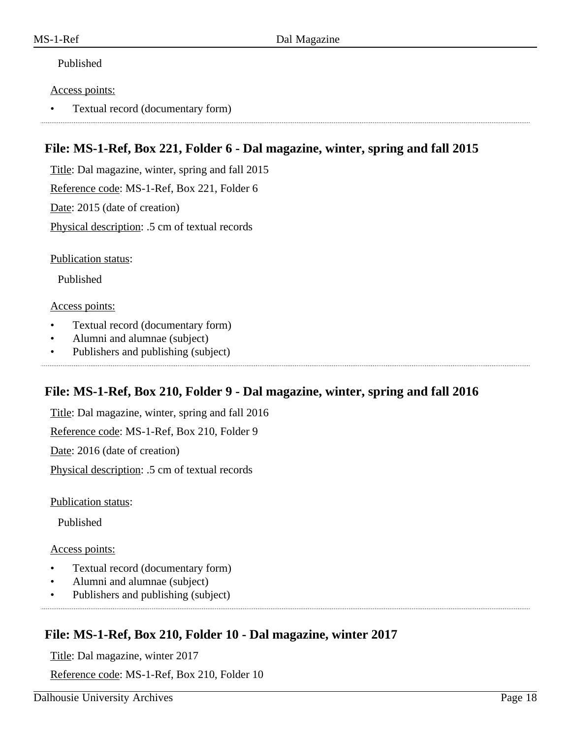Published

Access points:

- Textual record (documentary form)

## File: MS-1-Ref, Box 221, Folder 6 - Dal magazine, winter, spring and fall 2015

Title: Dal magazine, winter, spring and fall 2015

Reference code: MS-1-Ref, Box 221, Folder 6

Date: 2015 (date of creation)

Physical description: .5 cm of textual records

Publication status:

Published

Access points:

- Textual record (documentary form)
- Alumni and alumnae (subject)
- Publishers and publishing (subject)

## File: MS-1-Ref, Box 210, Folder 9 - Dal magazine, winter, spring and fall 2016

Title: Dal magazine, winter, spring and fall 2016

Reference code: MS-1-Ref, Box 210, Folder 9

Date: 2016 (date of creation)

Physical description: .5 cm of textual records

Publication status:

Published

Access points:

- Textual record (documentary form)
- Alumni and alumnae (subject)
- Publishers and publishing (subject)

## File: MS-1-Ref, Box 210, Folder 10 - Dal magazine, winter 2017

Title: Dal magazine, winter 2017

Reference code: MS-1-Ref, Box 210, Folder 10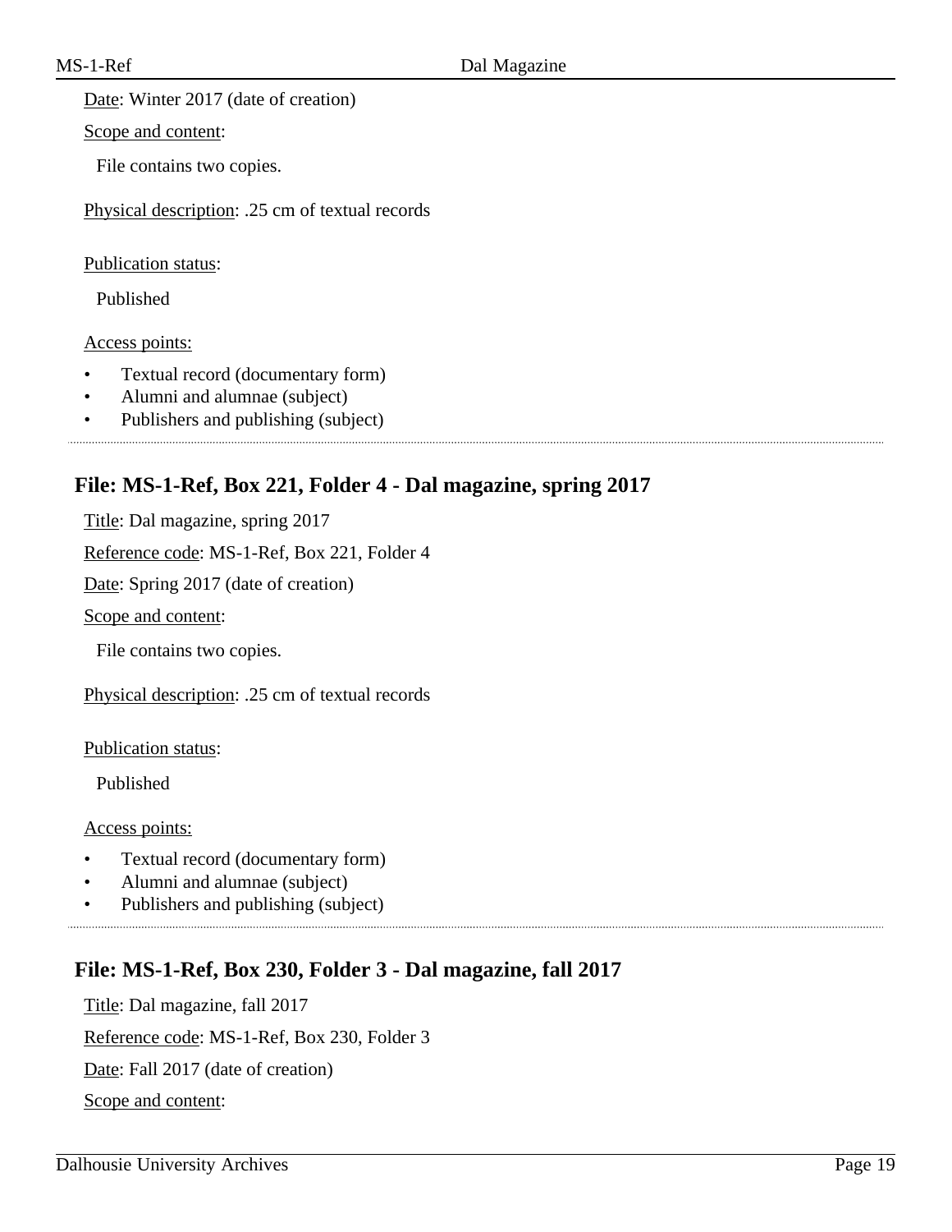Date: Winter 2017 (date of creation)

Scope and content:

File contains two copies.

Physical description: .25 cm of textual records

Publication status:

Published

Access points:

- Textual record (documentary form)
- Alumni and alumnae (subject)
- Publishers and publishing (subject)

## File: MS-1-Ref, Box 221, Folder 4 - Dal magazine, spring 2017

Title: Dal magazine, spring 2017

Reference code: MS-1-Ref, Box 221, Folder 4

Date: Spring 2017 (date of creation)

Scope and content:

File contains two copies.

Physical description: .25 cm of textual records

Publication status:

Published

Access points:

- Textual record (documentary form)
- Alumni and alumnae (subject)
- Publishers and publishing (subject)

## File: MS-1-Ref, Box 230, Folder 3 - Dal magazine, fall 2017

Title: Dal magazine, fall 2017

Reference code: MS-1-Ref, Box 230, Folder 3

Date: Fall 2017 (date of creation)

Scope and content: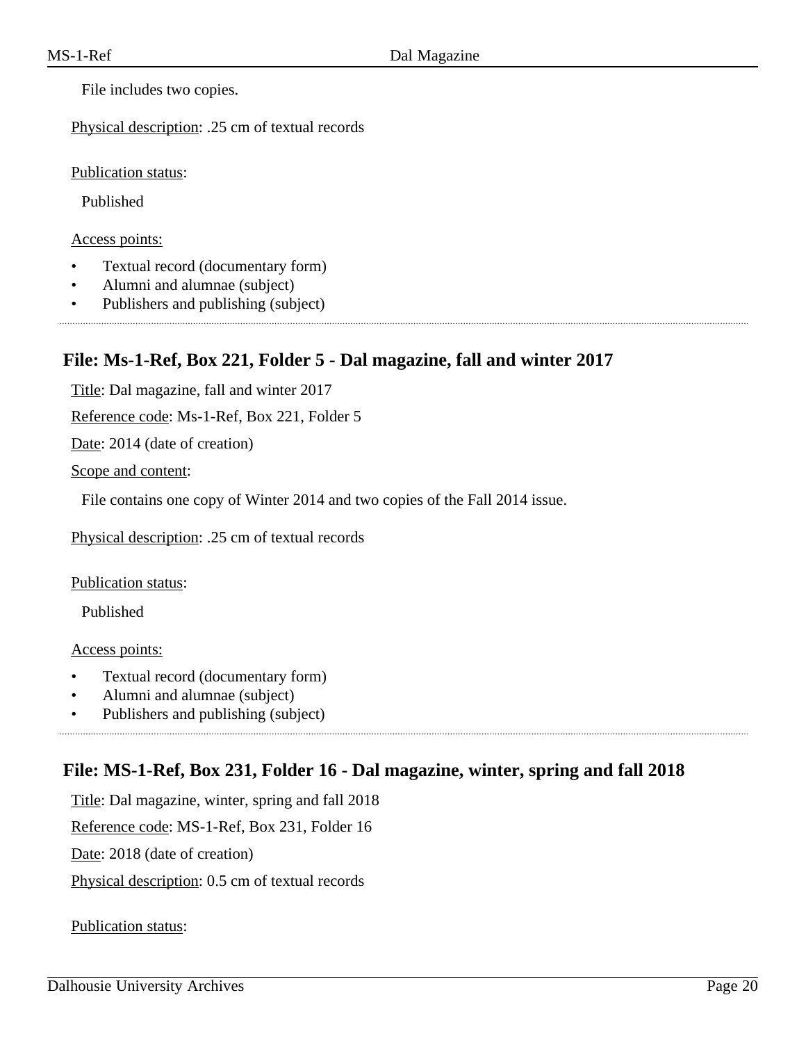File includes two copies.

Physical description: .25 cm of textual records

Publication status:

Published

Access points:

- Textual record (documentary form)
- Alumni and alumnae (subject)
- Publishers and publishing (subject)

## File: Ms-1-Ref, Box 221, Folder 5 - Dal magazine, fall and winter 2017

Title: Dal magazine, fall and winter 2017

Reference code: Ms-1-Ref, Box 221, Folder 5

Date: 2014 (date of creation)

Scope and content:

File contains one copy of Winter 2014 and two copies of the Fall 2014 issue.

Physical description: .25 cm of textual records

Publication status:

Published

Access points:

- Textual record (documentary form)
- Alumni and alumnae (subject)
- Publishers and publishing (subject)

## File: MS-1-Ref, Box 231, Folder 16 - Dal magazine, winter, spring and fall 2018

Title: Dal magazine, winter, spring and fall 2018

Reference code: MS-1-Ref, Box 231, Folder 16

Date: 2018 (date of creation)

Physical description: 0.5 cm of textual records

Publication status: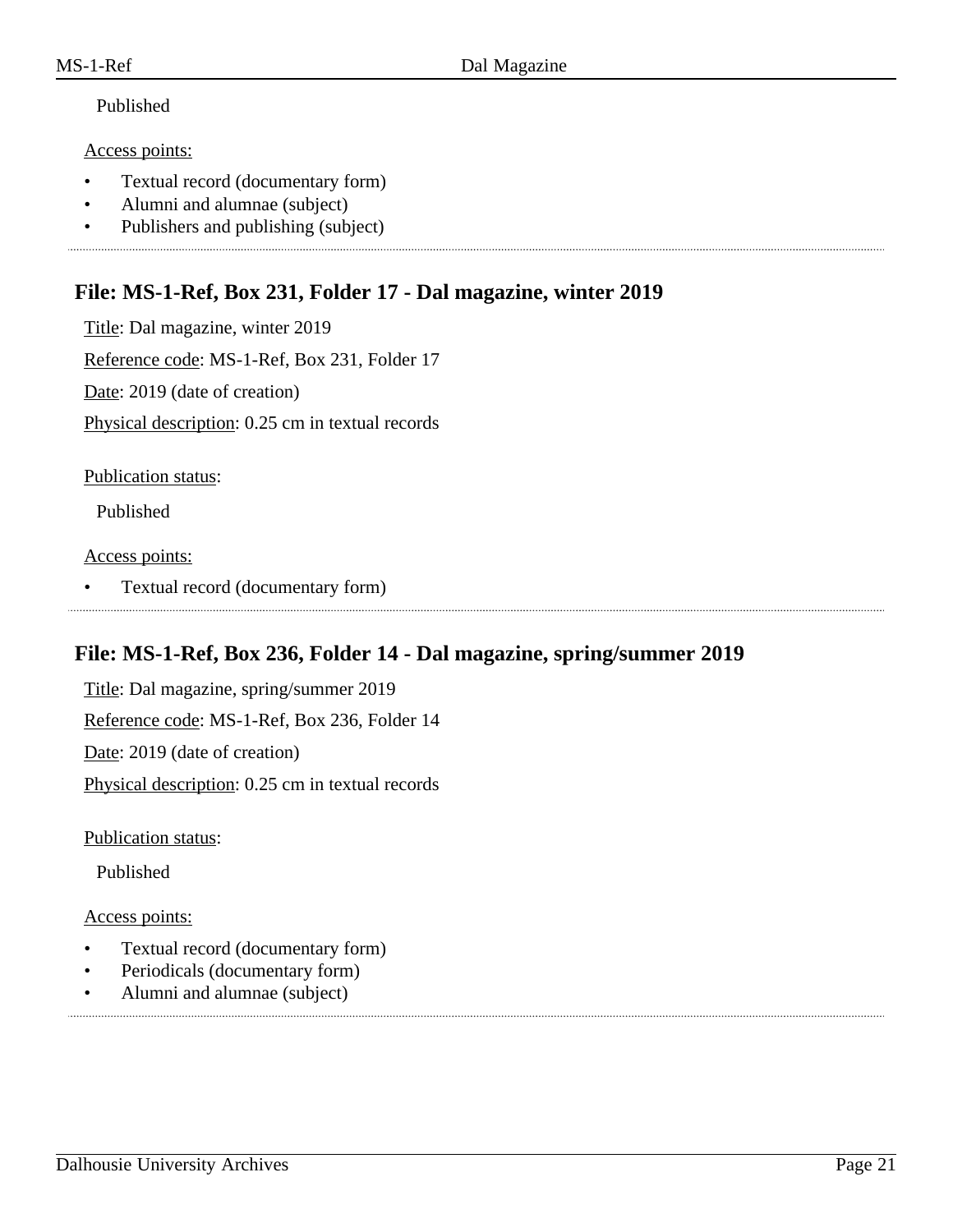Published

Access points:

- Textual record (documentary form)
- Alumni and alumnae (subject)
- Publishers and publishing (subject)

---

## File: MS-1-Ref, Box 231, Folder 17 - Dal magazine, winter 2019

Title: Dal magazine, winter 2019

Reference code: MS-1-Ref, Box 231, Folder 17

Date: 2019 (date of creation)

Physical description: 0.25 cm in textual records

Publication status:

Published

Access points:

- Textual record (documentary form)

---

## File: MS-1-Ref, Box 236, Folder 14 - Dal magazine, spring/summer 2019

Title: Dal magazine, spring/summer 2019

Reference code: MS-1-Ref, Box 236, Folder 14

Date: 2019 (date of creation)

Physical description: 0.25 cm in textual records

Publication status:

Published

Access points:

- Textual record (documentary form)
- Periodicals (documentary form)
- Alumni and alumnae (subject)